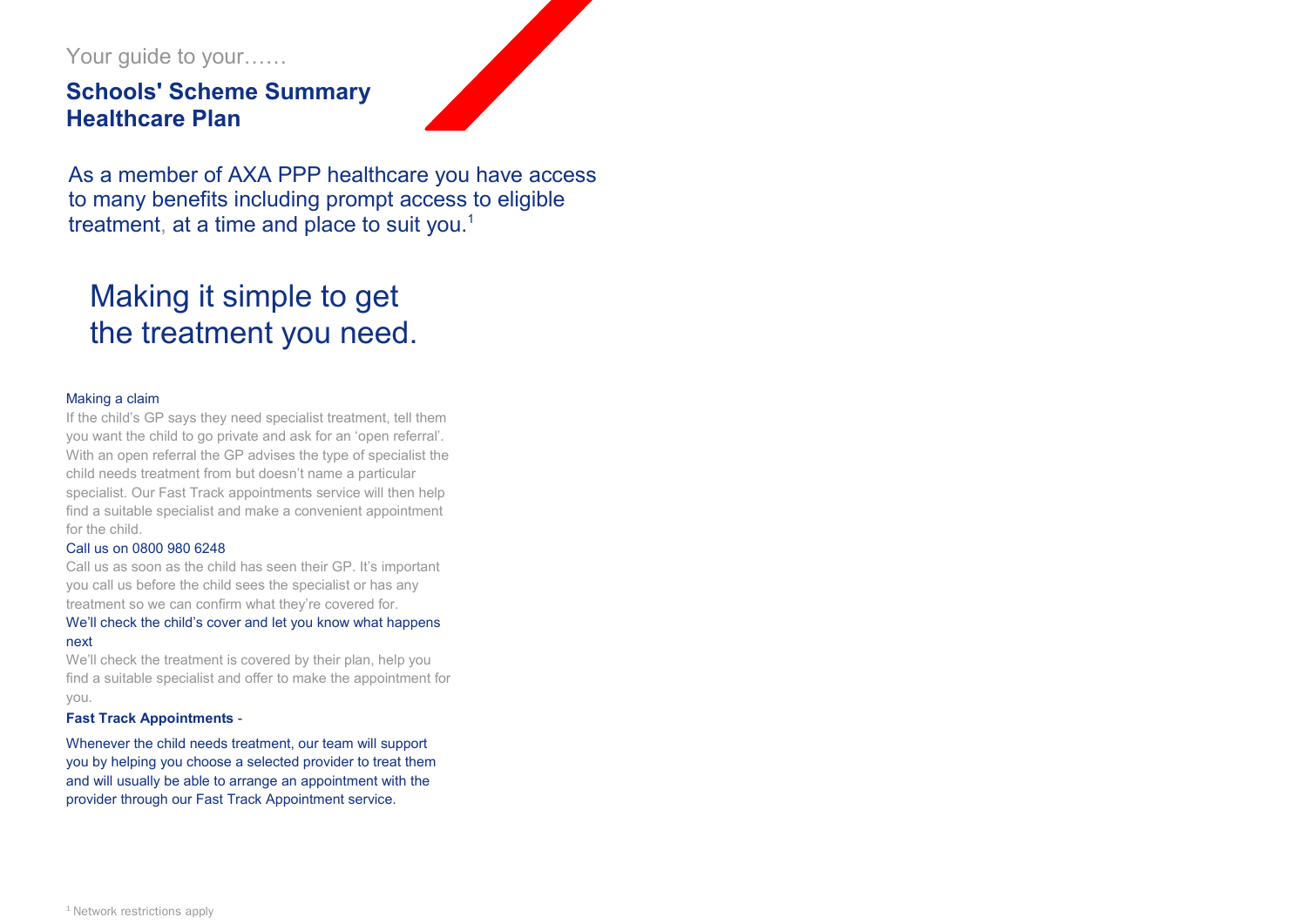Your guide to your……

# Schools' Scheme Summary Healthcare Plan

As a member of AXA PPP healthcare you have access to many benefits including prompt access to eligible treatment, at a time and place to suit you.[1]

## Making it simple to get the treatment you need.

### Making a claim

If the child's GP says they need specialist treatment, tell them you want the child to go private and ask for an 'open referral'. With an open referral the GP advises the type of specialist the child needs treatment from but doesn't name a particular specialist. Our Fast Track appointments service will then help find a suitable specialist and make a convenient appointment for the child.

### Call us on 0800 980 6248

Call us as soon as the child has seen their GP. It's important you call us before the child sees the specialist or has any treatment so we can confirm what they're covered for.

### We'll check the child's cover and let you know what happens next

We'll check the treatment is covered by their plan, help you find a suitable specialist and offer to make the appointment for you.

**Fast Track Appointments** -

Whenever the child needs treatment, our team will support you by helping you choose a selected provider to treat them and will usually be able to arrange an appointment with the provider through our Fast Track Appointment service.

[1] Network restrictions apply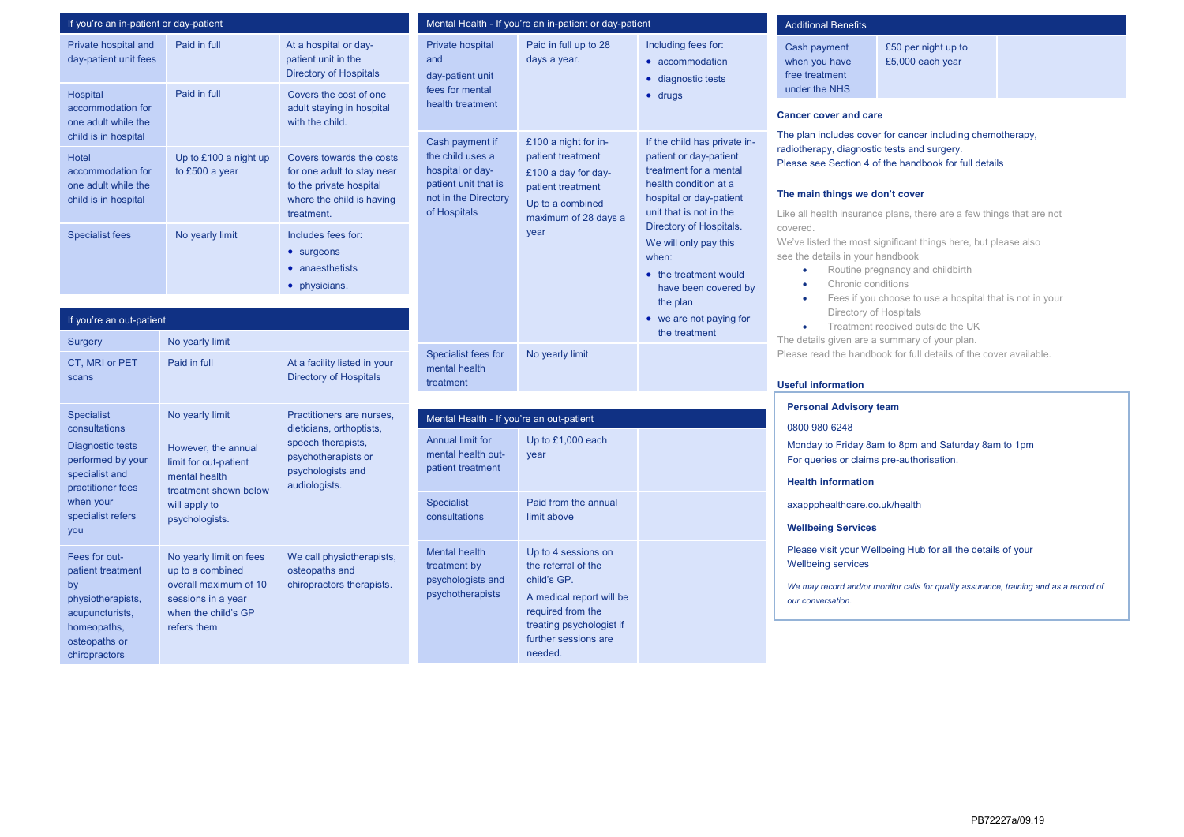| If you're an in-patient or day-patient | | |
|---|---|---|
| Private hospital and day-patient unit fees | Paid in full | At a hospital or day-patient unit in the Directory of Hospitals |
| Hospital accommodation for one adult while the child is in hospital | Paid in full | Covers the cost of one adult staying in hospital with the child. |
| Hotel accommodation for one adult while the child is in hospital | Up to £100 a night up to £500 a year | Covers towards the costs for one adult to stay near to the private hospital where the child is having treatment. |
| Specialist fees | No yearly limit | Includes fees for:<br>• surgeons<br>• anaesthetists<br>• physicians. |

| If you're an out-patient | | |
|---|---|---|
| Surgery | No yearly limit | |
| CT, MRI or PET scans | Paid in full | At a facility listed in your Directory of Hospitals |
| Specialist consultations<br><br>Diagnostic tests performed by your specialist and practitioner fees when your specialist refers you | No yearly limit<br><br>However, the annual limit for out-patient mental health treatment shown below will apply to psychologists. | Practitioners are nurses, dieticians, orthoptists, speech therapists, psychotherapists or psychologists and audiologists. |
| Fees for out-patient treatment by physiotherapists, acupuncturists, homeopaths, osteopaths or chiropractors | No yearly limit on fees up to a combined overall maximum of 10 sessions in a year when the child's GP refers them | We call physiotherapists, osteopaths and chiropractors therapists. |

| Mental Health - If you're an in-patient or day-patient | | |
|---|---|---|
| Private hospital and day-patient unit fees for mental health treatment | Paid in full up to 28 days a year. | Including fees for:<br>• accommodation<br>• diagnostic tests<br>• drugs |
| Cash payment if the child uses a hospital or day-patient unit that is not in the Directory of Hospitals | £100 a night for in-patient treatment<br>£100 a day for day-patient treatment<br>Up to a combined maximum of 28 days a year | If the child has private in-patient or day-patient treatment for a mental health condition at a hospital or day-patient unit that is not in the Directory of Hospitals.<br>We will only pay this when:<br>• the treatment would have been covered by the plan<br>• we are not paying for the treatment |
| Specialist fees for mental health treatment | No yearly limit | |

| Mental Health - If you're an out-patient | | |
|---|---|---|
| Annual limit for mental health out-patient treatment | Up to £1,000 each year | |
| Specialist consultations | Paid from the annual limit above | |
| Mental health treatment by psychologists and psychotherapists | Up to 4 sessions on the referral of the child's GP.<br>A medical report will be required from the treating psychologist if further sessions are needed. | |

| Additional Benefits | | |
|---|---|---|
| Cash payment when you have free treatment under the NHS | £50 per night up to £5,000 each year | |

**Cancer cover and care**

The plan includes cover for cancer including chemotherapy, radiotherapy, diagnostic tests and surgery.
Please see Section 4 of the handbook for full details

**The main things we don't cover**

Like all health insurance plans, there are a few things that are not covered.
We've listed the most significant things here, but please also see the details in your handbook

- Routine pregnancy and childbirth
- Chronic conditions
- Fees if you choose to use a hospital that is not in your Directory of Hospitals
- Treatment received outside the UK

The details given are a summary of your plan.
Please read the handbook for full details of the cover available.

**Useful information**

**Personal Advisory team**

0800 980 6248

Monday to Friday 8am to 8pm and Saturday 8am to 1pm
For queries or claims pre-authorisation.

**Health information**

axappphealthcare.co.uk/health

**Wellbeing Services**

Please visit your Wellbeing Hub for all the details of your Wellbeing services

*We may record and/or monitor calls for quality assurance, training and as a record of our conversation.*

PB72227a/09.19